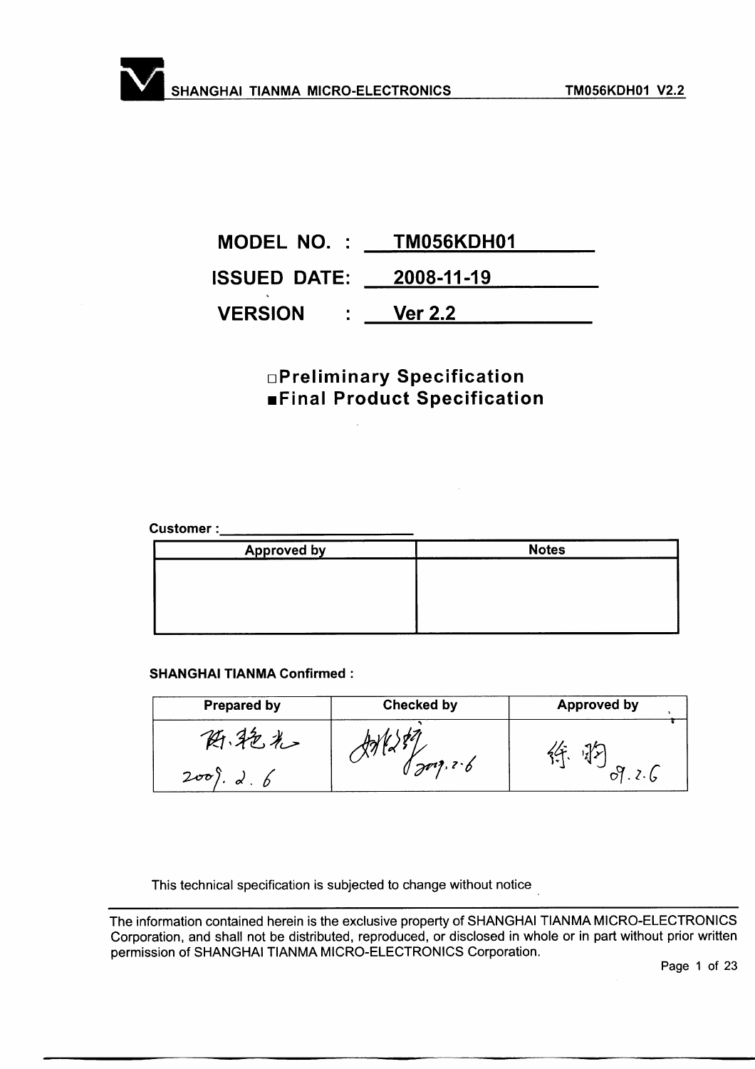**MODEL NO. : TM056KDH01**

**ISSUED DATE: 2008-11-19**

**VERSION : Ver 2.2**

□**Preliminary Specification**

■**Final Product Specification**

**Customer :**\_\_\_\_\_\_\_\_\_\_\_\_\_\_\_\_\_\_\_\_\_\_\_\_

| Approved by | Notes |
|---|---|
| | |

**SHANGHAI TIANMA Confirmed :**

| Prepared by | Checked by | Approved by |
|---|---|---|
| 陈艳光 2009. 2. 6 | 姚怀柯 2009.2.6 | 徐 明 09.2.6 |

This technical specification is subjected to change without notice

The information contained herein is the exclusive property of SHANGHAI TIANMA MICRO-ELECTRONICS Corporation, and shall not be distributed, reproduced, or disclosed in whole or in part without prior written permission of SHANGHAI TIANMA MICRO-ELECTRONICS Corporation.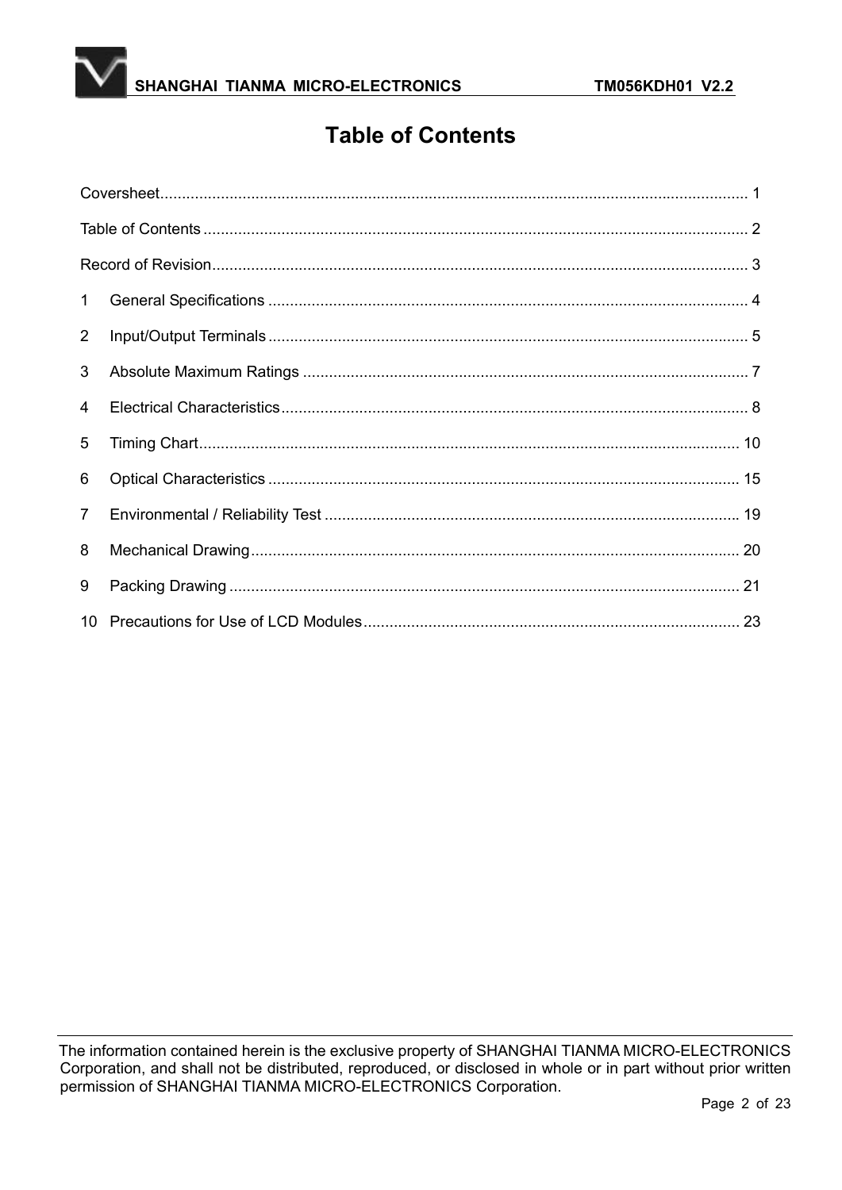# Table of Contents

Coversheet........................................................................................................................................ 1

Table of Contents ............................................................................................................................. 2

Record of Revision........................................................................................................................... 3

1 General Specifications .............................................................................................................. 4

2 Input/Output Terminals .............................................................................................................. 5

3 Absolute Maximum Ratings ....................................................................................................... 7

4 Electrical Characteristics............................................................................................................ 8

5 Timing Chart............................................................................................................................ 10

6 Optical Characteristics ............................................................................................................ 15

7 Environmental / Reliability Test ............................................................................................... 19

8 Mechanical Drawing................................................................................................................ 20

9 Packing Drawing ..................................................................................................................... 21

10 Precautions for Use of LCD Modules....................................................................................... 23

The information contained herein is the exclusive property of SHANGHAI TIANMA MICRO-ELECTRONICS Corporation, and shall not be distributed, reproduced, or disclosed in whole or in part without prior written permission of SHANGHAI TIANMA MICRO-ELECTRONICS Corporation.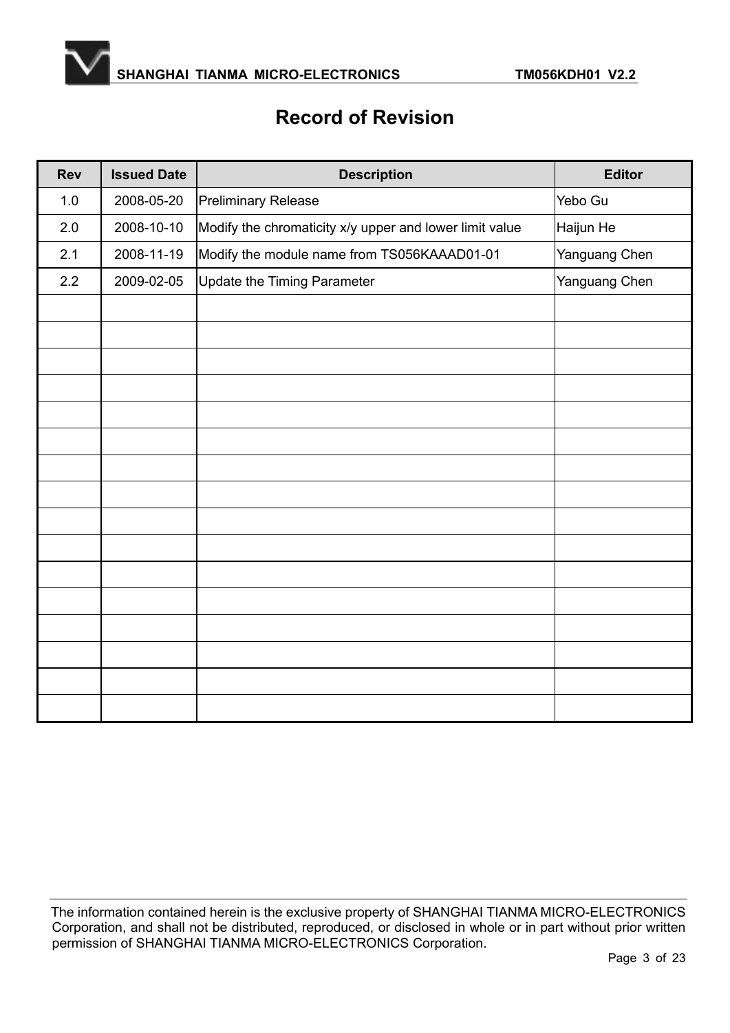# Record of Revision

| Rev | Issued Date | Description | Editor |
|---|---|---|---|
| 1.0 | 2008-05-20 | Preliminary Release | Yebo Gu |
| 2.0 | 2008-10-10 | Modify the chromaticity x/y upper and lower limit value | Haijun He |
| 2.1 | 2008-11-19 | Modify the module name from TS056KAAAD01-01 | Yanguang Chen |
| 2.2 | 2009-02-05 | Update the Timing Parameter | Yanguang Chen |
| | | | |
| | | | |
| | | | |
| | | | |
| | | | |
| | | | |
| | | | |
| | | | |
| | | | |
| | | | |
| | | | |
| | | | |
| | | | |
| | | | |
| | | | |
| | | | |

The information contained herein is the exclusive property of SHANGHAI TIANMA MICRO-ELECTRONICS Corporation, and shall not be distributed, reproduced, or disclosed in whole or in part without prior written permission of SHANGHAI TIANMA MICRO-ELECTRONICS Corporation.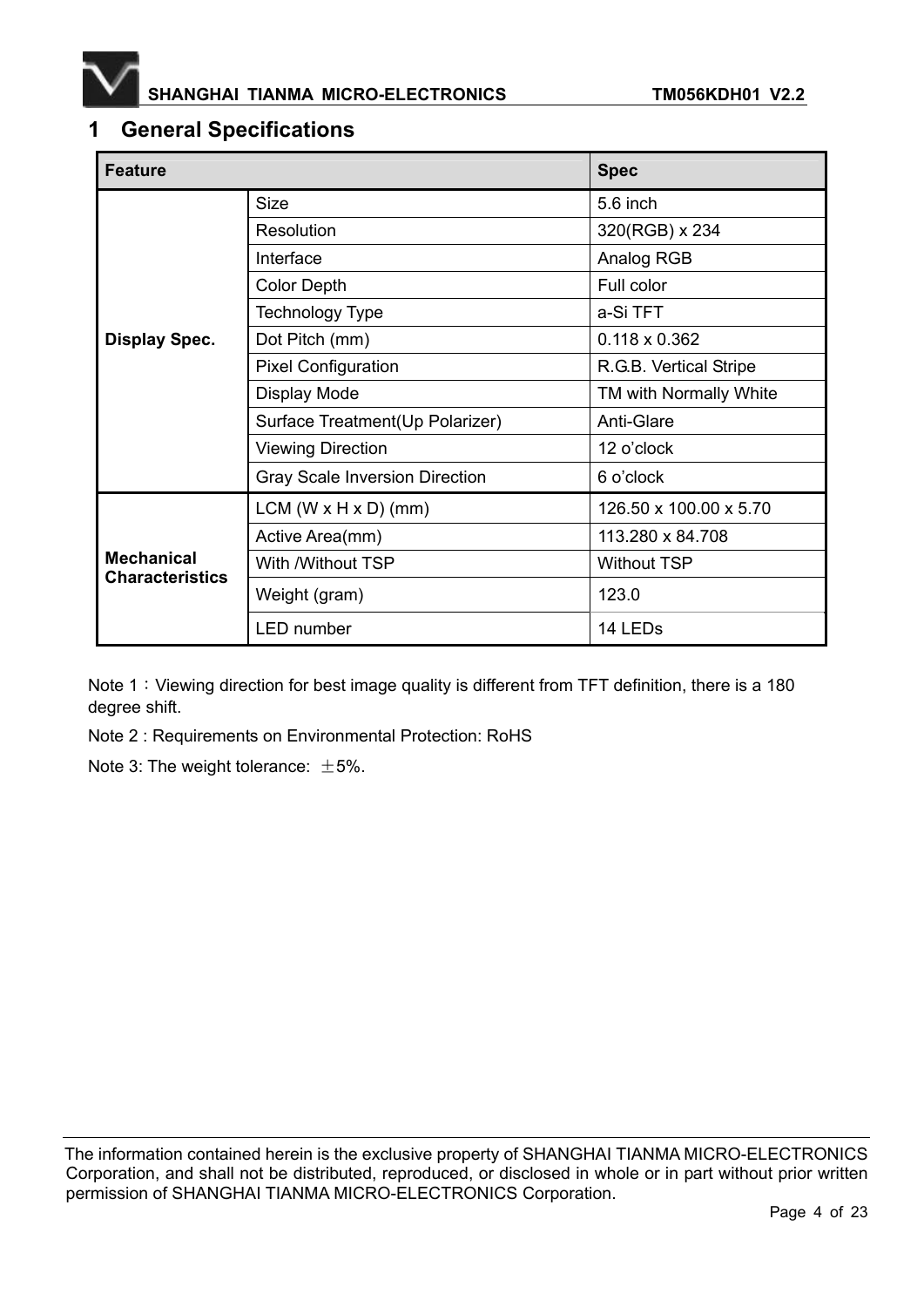# 1 General Specifications

| Feature | | Spec |
|---|---|---|
| Display Spec. | Size | 5.6 inch |
| | Resolution | 320(RGB) x 234 |
| | Interface | Analog RGB |
| | Color Depth | Full color |
| | Technology Type | a-Si TFT |
| | Dot Pitch (mm) | 0.118 x 0.362 |
| | Pixel Configuration | R.G.B. Vertical Stripe |
| | Display Mode | TM with Normally White |
| | Surface Treatment(Up Polarizer) | Anti-Glare |
| | Viewing Direction | 12 o'clock |
| | Gray Scale Inversion Direction | 6 o'clock |
| Mechanical Characteristics | LCM (W x H x D) (mm) | 126.50 x 100.00 x 5.70 |
| | Active Area(mm) | 113.280 x 84.708 |
| | With /Without TSP | Without TSP |
| | Weight (gram) | 123.0 |
| | LED number | 14 LEDs |

Note 1：Viewing direction for best image quality is different from TFT definition, there is a 180 degree shift.

Note 2 : Requirements on Environmental Protection: RoHS

Note 3: The weight tolerance: ±5%.

The information contained herein is the exclusive property of SHANGHAI TIANMA MICRO-ELECTRONICS Corporation, and shall not be distributed, reproduced, or disclosed in whole or in part without prior written permission of SHANGHAI TIANMA MICRO-ELECTRONICS Corporation.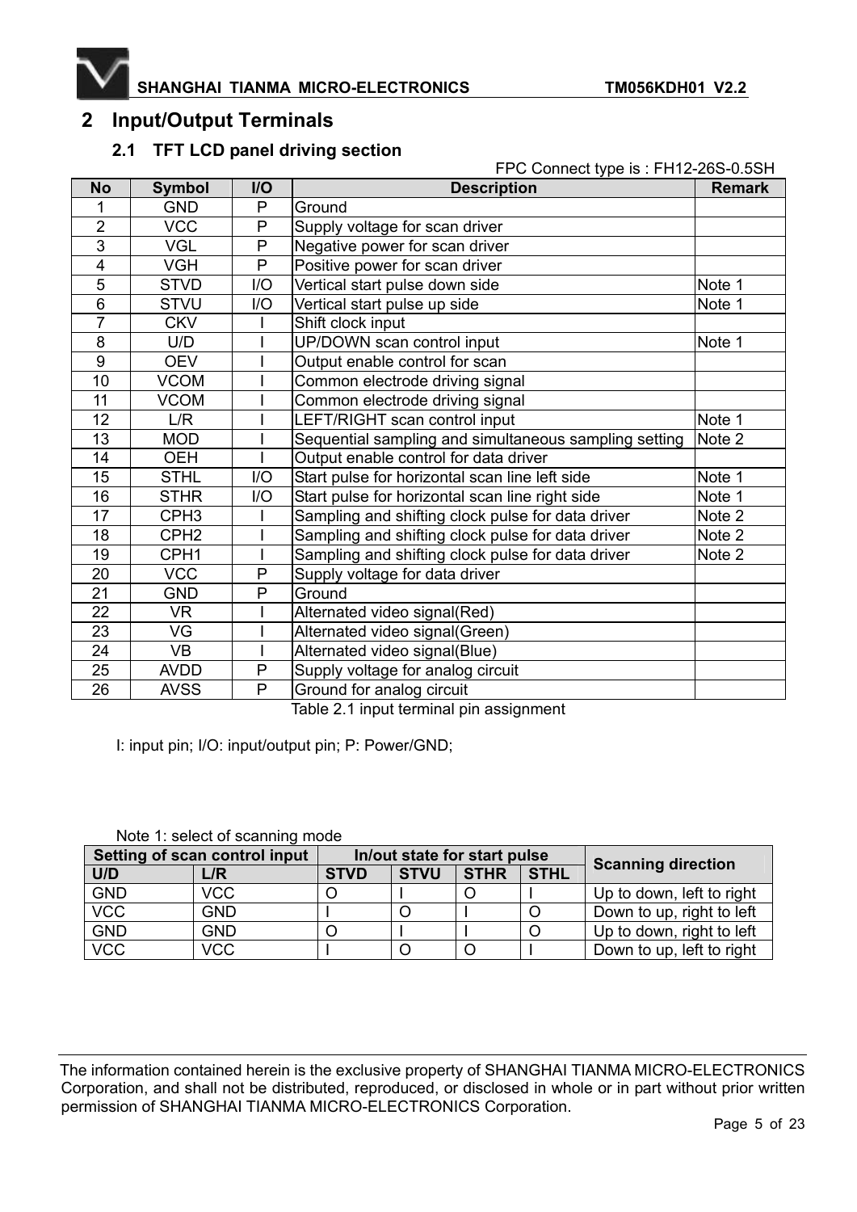# 2 Input/Output Terminals

## 2.1 TFT LCD panel driving section

FPC Connect type is : FH12-26S-0.5SH

| No | Symbol | I/O | Description | Remark |
|---|---|---|---|---|
| 1 | GND | P | Ground | |
| 2 | VCC | P | Supply voltage for scan driver | |
| 3 | VGL | P | Negative power for scan driver | |
| 4 | VGH | P | Positive power for scan driver | |
| 5 | STVD | I/O | Vertical start pulse down side | Note 1 |
| 6 | STVU | I/O | Vertical start pulse up side | Note 1 |
| 7 | CKV | I | Shift clock input | |
| 8 | U/D | I | UP/DOWN scan control input | Note 1 |
| 9 | OEV | I | Output enable control for scan | |
| 10 | VCOM | I | Common electrode driving signal | |
| 11 | VCOM | I | Common electrode driving signal | |
| 12 | L/R | I | LEFT/RIGHT scan control input | Note 1 |
| 13 | MOD | I | Sequential sampling and simultaneous sampling setting | Note 2 |
| 14 | OEH | I | Output enable control for data driver | |
| 15 | STHL | I/O | Start pulse for horizontal scan line left side | Note 1 |
| 16 | STHR | I/O | Start pulse for horizontal scan line right side | Note 1 |
| 17 | CPH3 | I | Sampling and shifting clock pulse for data driver | Note 2 |
| 18 | CPH2 | I | Sampling and shifting clock pulse for data driver | Note 2 |
| 19 | CPH1 | I | Sampling and shifting clock pulse for data driver | Note 2 |
| 20 | VCC | P | Supply voltage for data driver | |
| 21 | GND | P | Ground | |
| 22 | VR | I | Alternated video signal(Red) | |
| 23 | VG | I | Alternated video signal(Green) | |
| 24 | VB | I | Alternated video signal(Blue) | |
| 25 | AVDD | P | Supply voltage for analog circuit | |
| 26 | AVSS | P | Ground for analog circuit | |

Table 2.1 input terminal pin assignment

I: input pin; I/O: input/output pin; P: Power/GND;

Note 1: select of scanning mode

| Setting of scan control input | | In/out state for start pulse | | | | Scanning direction |
|---|---|---|---|---|---|---|
| U/D | L/R | STVD | STVU | STHR | STHL | |
| GND | VCC | O | I | O | I | Up to down, left to right |
| VCC | GND | I | O | I | O | Down to up, right to left |
| GND | GND | O | I | I | O | Up to down, right to left |
| VCC | VCC | I | O | O | I | Down to up, left to right |

The information contained herein is the exclusive property of SHANGHAI TIANMA MICRO-ELECTRONICS Corporation, and shall not be distributed, reproduced, or disclosed in whole or in part without prior written permission of SHANGHAI TIANMA MICRO-ELECTRONICS Corporation.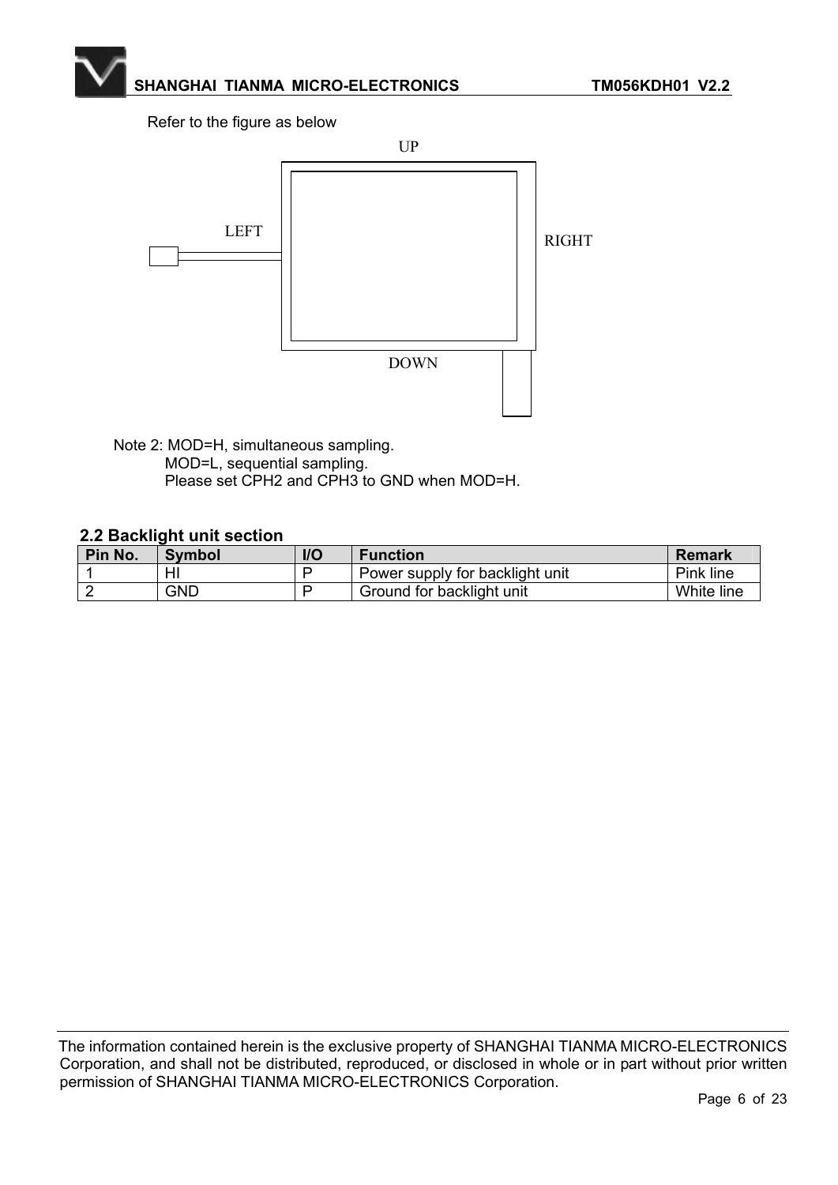Refer to the figure as below

UP

LEFT

RIGHT

DOWN

Note 2: MOD=H, simultaneous sampling.
MOD=L, sequential sampling.
Please set CPH2 and CPH3 to GND when MOD=H.

### 2.2 Backlight unit section

| Pin No. | Symbol | I/O | Function | Remark |
| --- | --- | --- | --- | --- |
| 1 | HI | P | Power supply for backlight unit | Pink line |
| 2 | GND | P | Ground for backlight unit | White line |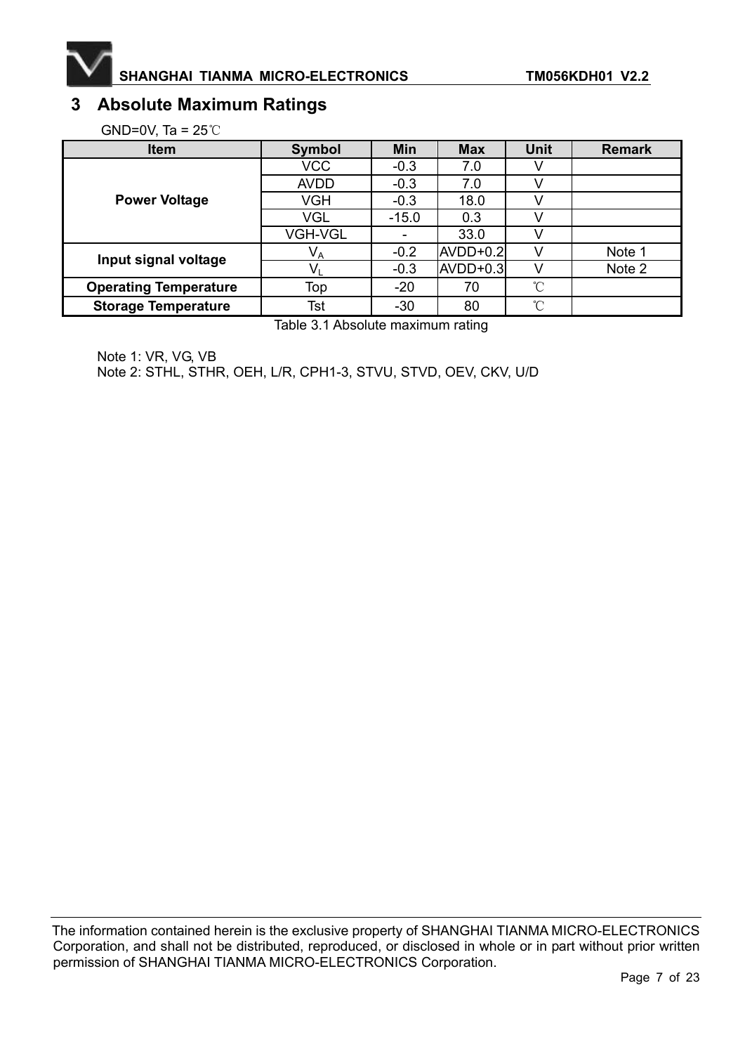## 3 Absolute Maximum Ratings

GND=0V, Ta = 25℃

| Item | Symbol | Min | Max | Unit | Remark |
|---|---|---|---|---|---|
| Power Voltage | VCC | -0.3 | 7.0 | V | |
| | AVDD | -0.3 | 7.0 | V | |
| | VGH | -0.3 | 18.0 | V | |
| | VGL | -15.0 | 0.3 | V | |
| | VGH-VGL | - | 33.0 | V | |
| Input signal voltage | $V_A$ | -0.2 | AVDD+0.2 | V | Note 1 |
| | $V_L$ | -0.3 | AVDD+0.3 | V | Note 2 |
| Operating Temperature | Top | -20 | 70 | ℃ | |
| Storage Temperature | Tst | -30 | 80 | ℃ | |

Table 3.1 Absolute maximum rating

Note 1: VR, VG, VB
Note 2: STHL, STHR, OEH, L/R, CPH1-3, STVU, STVD, OEV, CKV, U/D

The information contained herein is the exclusive property of SHANGHAI TIANMA MICRO-ELECTRONICS Corporation, and shall not be distributed, reproduced, or disclosed in whole or in part without prior written permission of SHANGHAI TIANMA MICRO-ELECTRONICS Corporation.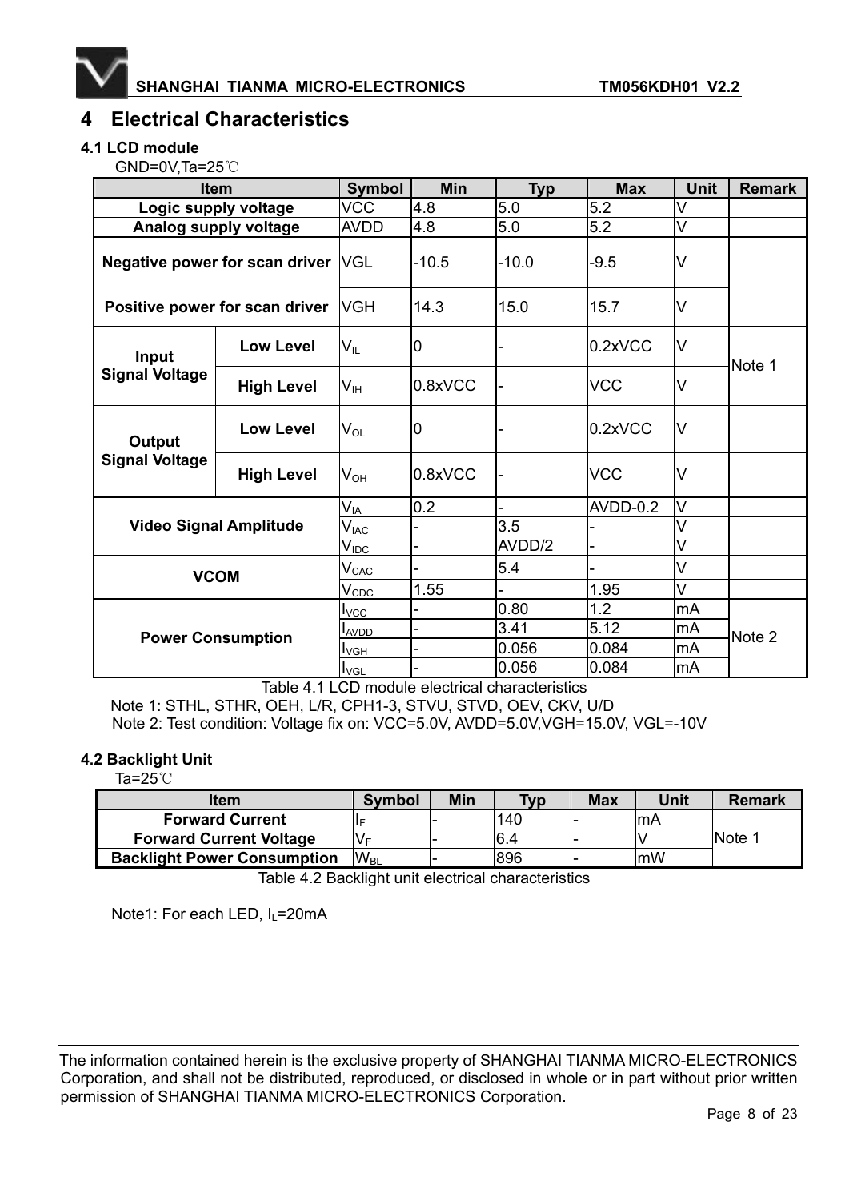# 4 Electrical Characteristics

## 4.1 LCD module

GND=0V,Ta=25℃

| Item | | Symbol | Min | Typ | Max | Unit | Remark |
|---|---|---|---|---|---|---|---|
| Logic supply voltage | | VCC | 4.8 | 5.0 | 5.2 | V | |
| Analog supply voltage | | AVDD | 4.8 | 5.0 | 5.2 | V | |
| Negative power for scan driver | | VGL | -10.5 | -10.0 | -9.5 | V | |
| Positive power for scan driver | | VGH | 14.3 | 15.0 | 15.7 | V | |
| Input Signal Voltage | Low Level | $V_{IL}$ | 0 | - | 0.2xVCC | V | Note 1 |
| | High Level | $V_{IH}$ | 0.8xVCC | - | VCC | V | |
| Output Signal Voltage | Low Level | $V_{OL}$ | 0 | - | 0.2xVCC | V | |
| | High Level | $V_{OH}$ | 0.8xVCC | - | VCC | V | |
| Video Signal Amplitude | | $V_{IA}$ | 0.2 | - | AVDD-0.2 | V | |
| | | $V_{IAC}$ | - | 3.5 | - | V | |
| | | $V_{IDC}$ | - | AVDD/2 | - | V | |
| VCOM | | $V_{CAC}$ | - | 5.4 | - | V | |
| | | $V_{CDC}$ | 1.55 | - | 1.95 | V | |
| Power Consumption | | $I_{VCC}$ | - | 0.80 | 1.2 | mA | Note 2 |
| | | $I_{AVDD}$ | - | 3.41 | 5.12 | mA | |
| | | $I_{VGH}$ | - | 0.056 | 0.084 | mA | |
| | | $I_{VGL}$ | - | 0.056 | 0.084 | mA | |

Table 4.1 LCD module electrical characteristics

Note 1: STHL, STHR, OEH, L/R, CPH1-3, STVU, STVD, OEV, CKV, U/D

Note 2: Test condition: Voltage fix on: VCC=5.0V, AVDD=5.0V,VGH=15.0V, VGL=-10V

## 4.2 Backlight Unit

Ta=25℃

| Item | Symbol | Min | Typ | Max | Unit | Remark |
|---|---|---|---|---|---|---|
| Forward Current | $I_F$ | - | 140 | - | mA | Note 1 |
| Forward Current Voltage | $V_F$ | - | 6.4 | - | V | |
| Backlight Power Consumption | $W_{BL}$ | - | 896 | - | mW | |

Table 4.2 Backlight unit electrical characteristics

Note1: For each LED, $I_L$=20mA

The information contained herein is the exclusive property of SHANGHAI TIANMA MICRO-ELECTRONICS Corporation, and shall not be distributed, reproduced, or disclosed in whole or in part without prior written permission of SHANGHAI TIANMA MICRO-ELECTRONICS Corporation.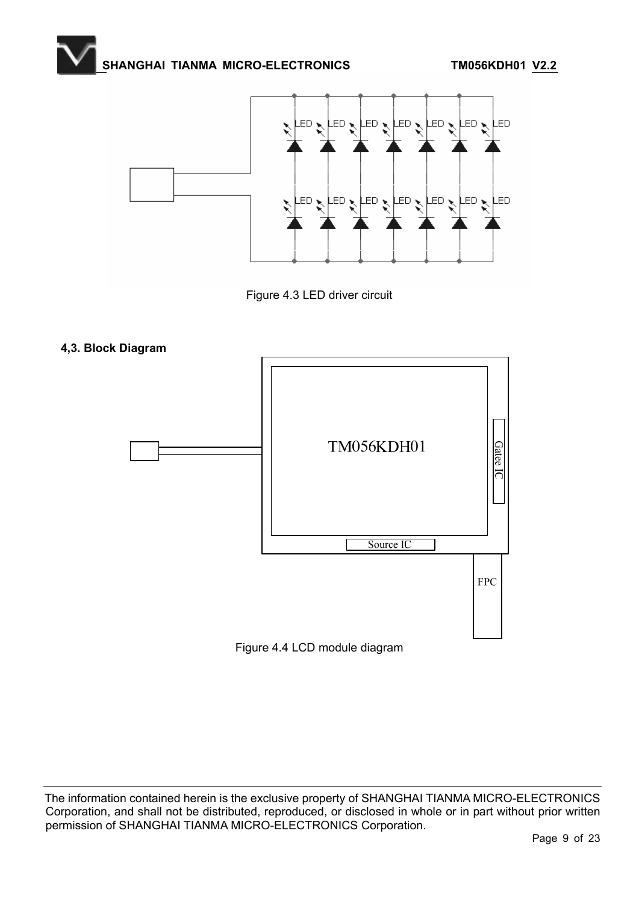Figure 4.3 LED driver circuit

**4,3. Block Diagram**

Figure 4.4 LCD module diagram

The information contained herein is the exclusive property of SHANGHAI TIANMA MICRO-ELECTRONICS Corporation, and shall not be distributed, reproduced, or disclosed in whole or in part without prior written permission of SHANGHAI TIANMA MICRO-ELECTRONICS Corporation.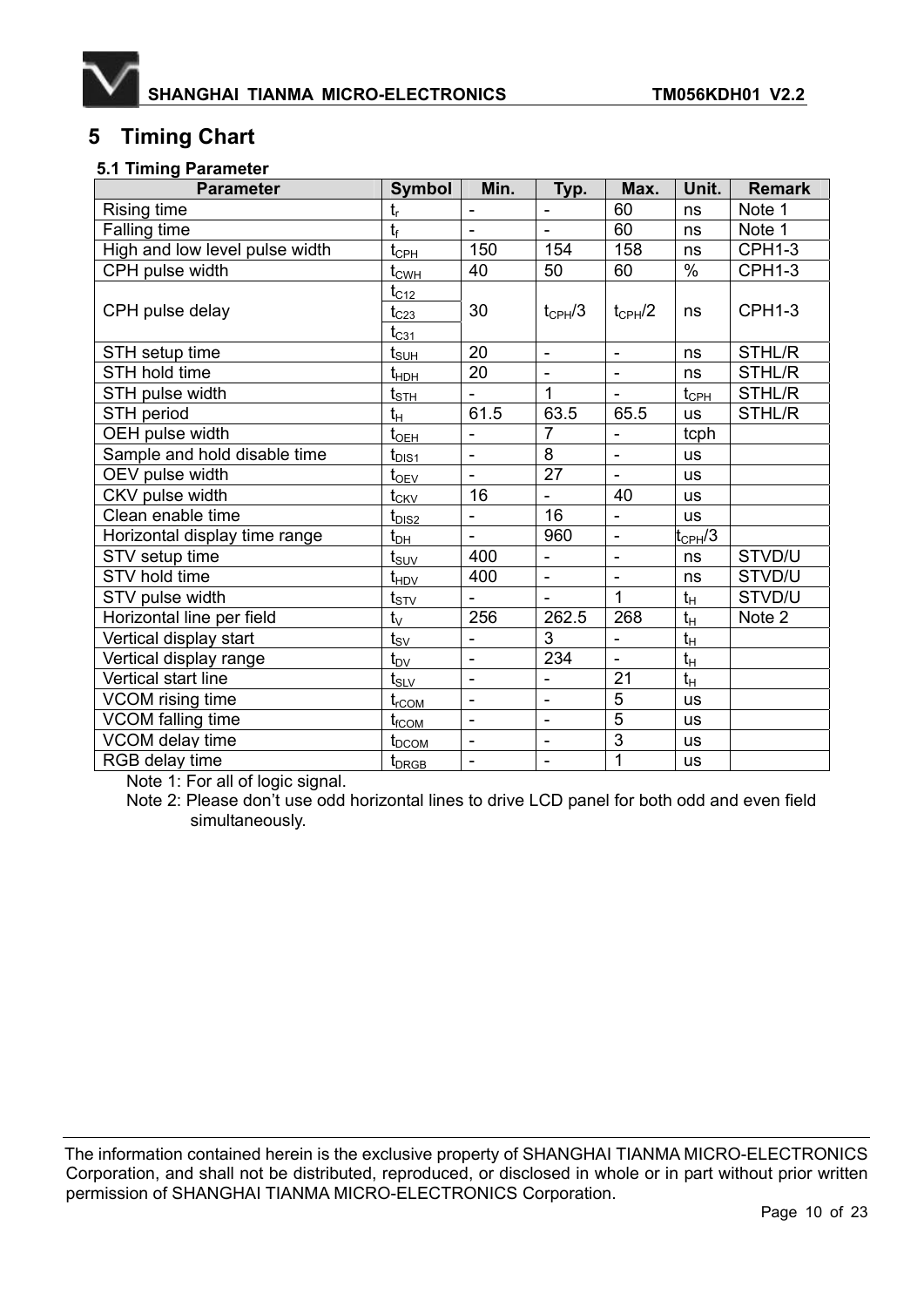# 5 Timing Chart

### 5.1 Timing Parameter

| Parameter | Symbol | Min. | Typ. | Max. | Unit. | Remark |
|---|---|---|---|---|---|---|
| Rising time | $t_r$ | - | - | 60 | ns | Note 1 |
| Falling time | $t_f$ | - | - | 60 | ns | Note 1 |
| High and low level pulse width | $t_{CPH}$ | 150 | 154 | 158 | ns | CPH1-3 |
| CPH pulse width | $t_{CWH}$ | 40 | 50 | 60 | % | CPH1-3 |
| CPH pulse delay | $t_{C12}$ $t_{C23}$ $t_{C31}$ | 30 | $t_{CPH}/3$ | $t_{CPH}/2$ | ns | CPH1-3 |
| STH setup time | $t_{SUH}$ | 20 | - | - | ns | STHL/R |
| STH hold time | $t_{HDH}$ | 20 | - | - | ns | STHL/R |
| STH pulse width | $t_{STH}$ | - | 1 | - | $t_{CPH}$ | STHL/R |
| STH period | $t_H$ | 61.5 | 63.5 | 65.5 | us | STHL/R |
| OEH pulse width | $t_{OEH}$ | - | 7 | - | tcph | |
| Sample and hold disable time | $t_{DIS1}$ | - | 8 | - | us | |
| OEV pulse width | $t_{OEV}$ | - | 27 | - | us | |
| CKV pulse width | $t_{CKV}$ | 16 | - | 40 | us | |
| Clean enable time | $t_{DIS2}$ | - | 16 | - | us | |
| Horizontal display time range | $t_{DH}$ | - | 960 | - | $t_{CPH}/3$ | |
| STV setup time | $t_{SUV}$ | 400 | - | - | ns | STVD/U |
| STV hold time | $t_{HDV}$ | 400 | - | - | ns | STVD/U |
| STV pulse width | $t_{STV}$ | - | - | 1 | $t_H$ | STVD/U |
| Horizontal line per field | $t_V$ | 256 | 262.5 | 268 | $t_H$ | Note 2 |
| Vertical display start | $t_{SV}$ | - | 3 | - | $t_H$ | |
| Vertical display range | $t_{DV}$ | - | 234 | - | $t_H$ | |
| Vertical start line | $t_{SLV}$ | - | - | 21 | $t_H$ | |
| VCOM rising time | $t_{rCOM}$ | - | - | 5 | us | |
| VCOM falling time | $t_{fCOM}$ | - | - | 5 | us | |
| VCOM delay time | $t_{DCOM}$ | - | - | 3 | us | |
| RGB delay time | $t_{DRGB}$ | - | - | 1 | us | |

Note 1: For all of logic signal.

Note 2: Please don't use odd horizontal lines to drive LCD panel for both odd and even field simultaneously.

The information contained herein is the exclusive property of SHANGHAI TIANMA MICRO-ELECTRONICS Corporation, and shall not be distributed, reproduced, or disclosed in whole or in part without prior written permission of SHANGHAI TIANMA MICRO-ELECTRONICS Corporation.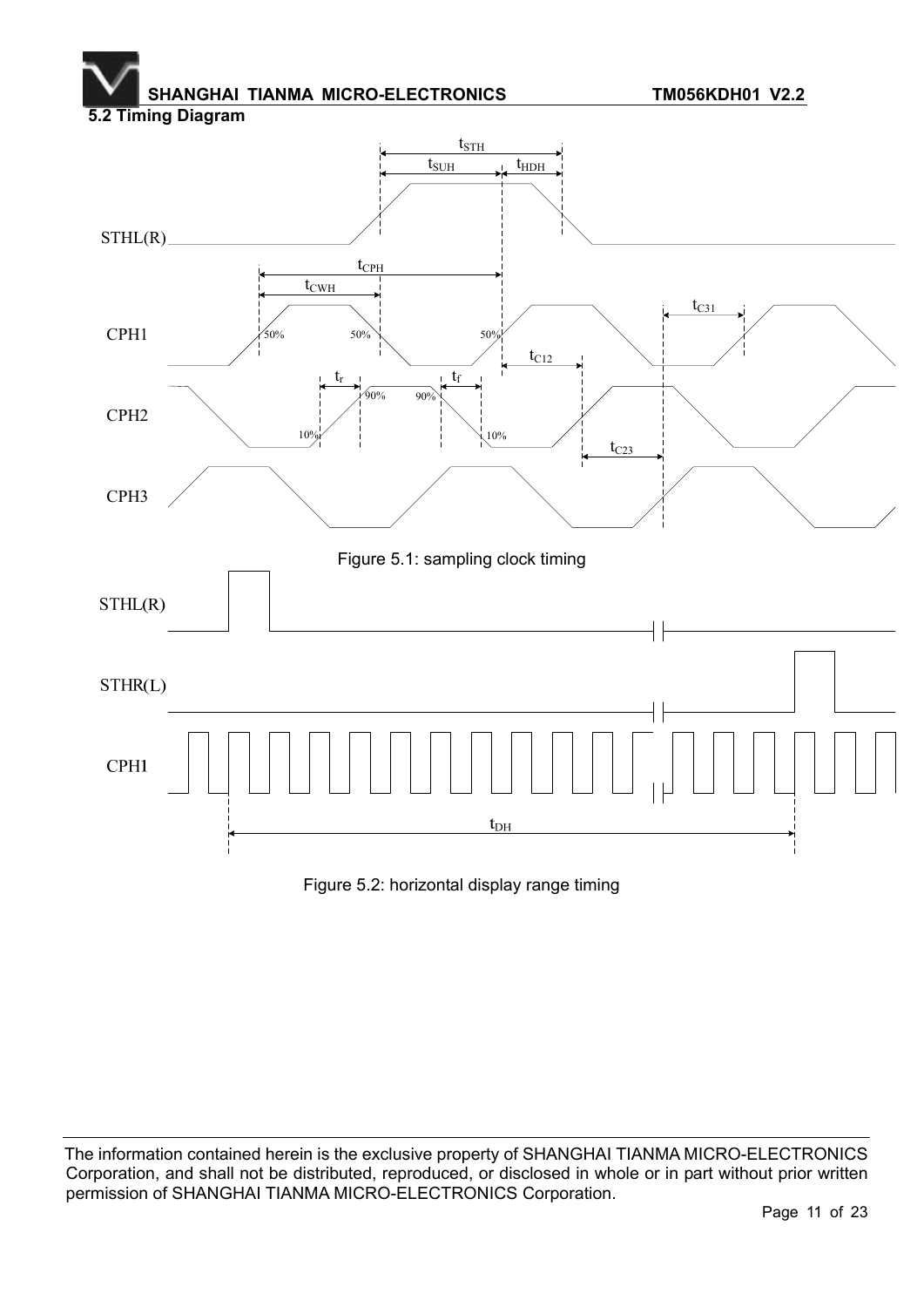### 5.2 Timing Diagram

Figure 5.1: sampling clock timing

Figure 5.2: horizontal display range timing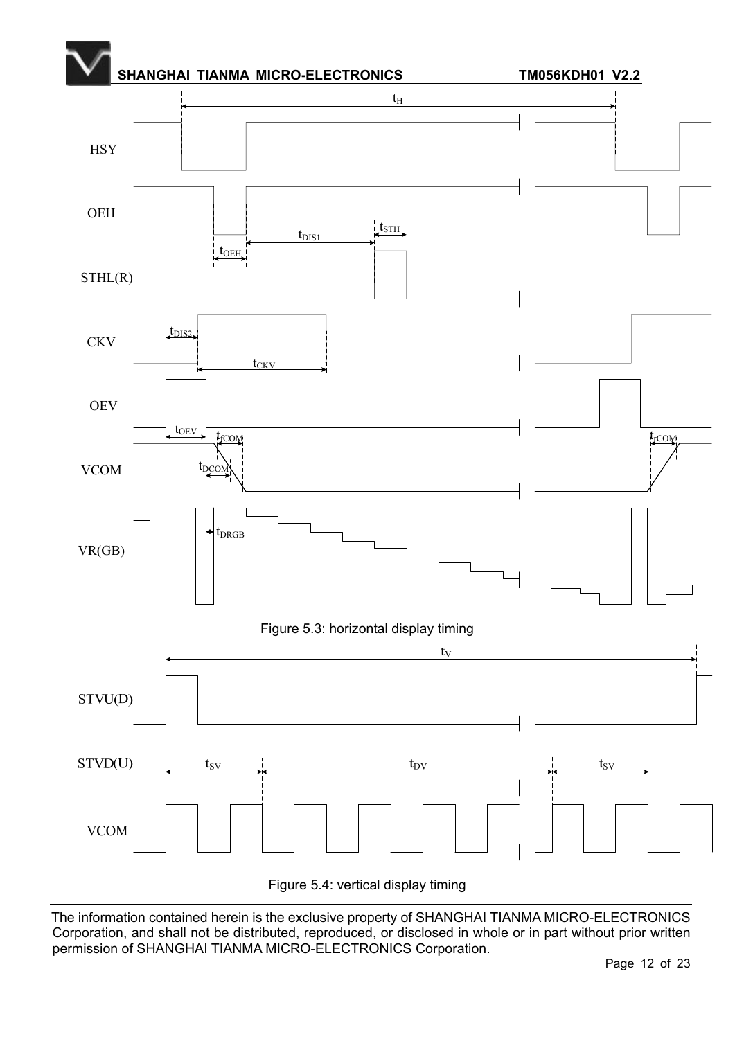Figure 5.3: horizontal display timing

Figure 5.4: vertical display timing

The information contained herein is the exclusive property of SHANGHAI TIANMA MICRO-ELECTRONICS Corporation, and shall not be distributed, reproduced, or disclosed in whole or in part without prior written permission of SHANGHAI TIANMA MICRO-ELECTRONICS Corporation.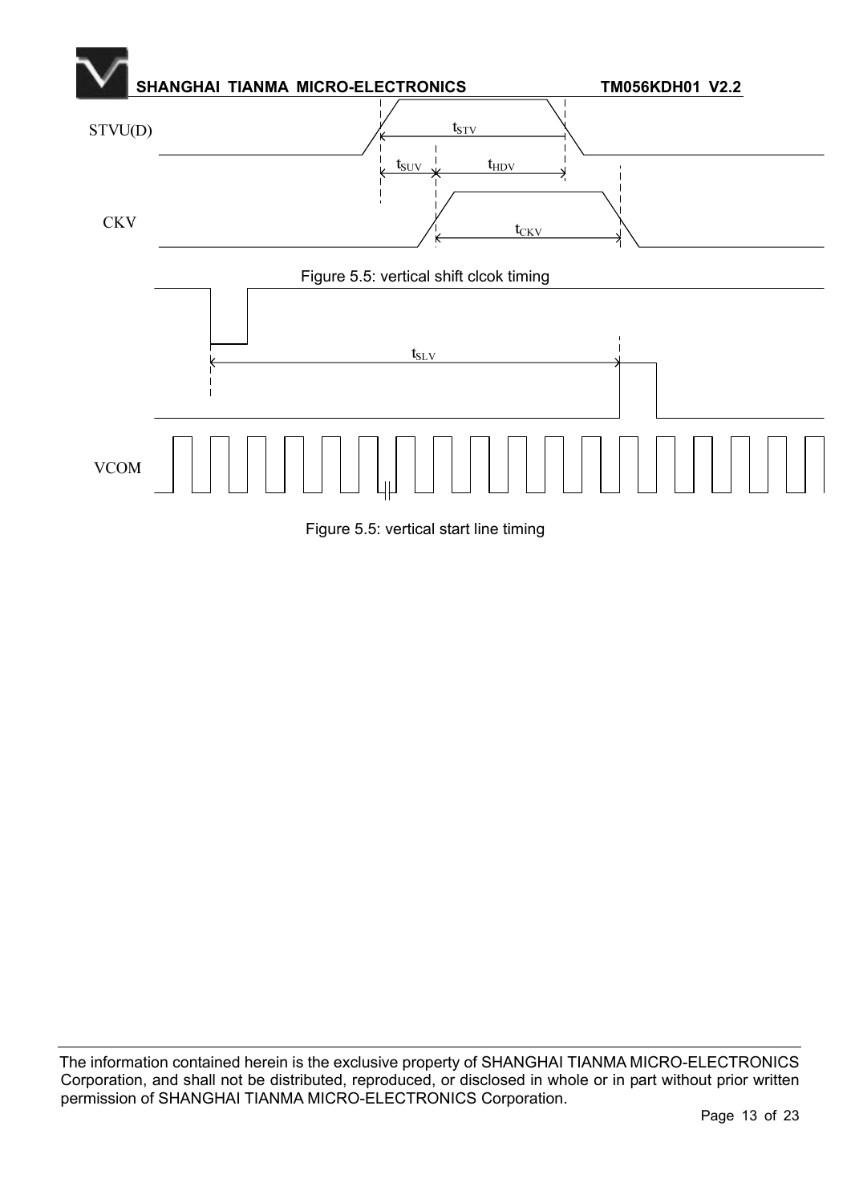STVU(D)

$t_{STV}$

$t_{SUV}$ $t_{HDV}$

CKV

$t_{CKV}$

Figure 5.5: vertical shift clcok timing

$t_{SLV}$

VCOM

Figure 5.5: vertical start line timing

The information contained herein is the exclusive property of SHANGHAI TIANMA MICRO-ELECTRONICS Corporation, and shall not be distributed, reproduced, or disclosed in whole or in part without prior written permission of SHANGHAI TIANMA MICRO-ELECTRONICS Corporation.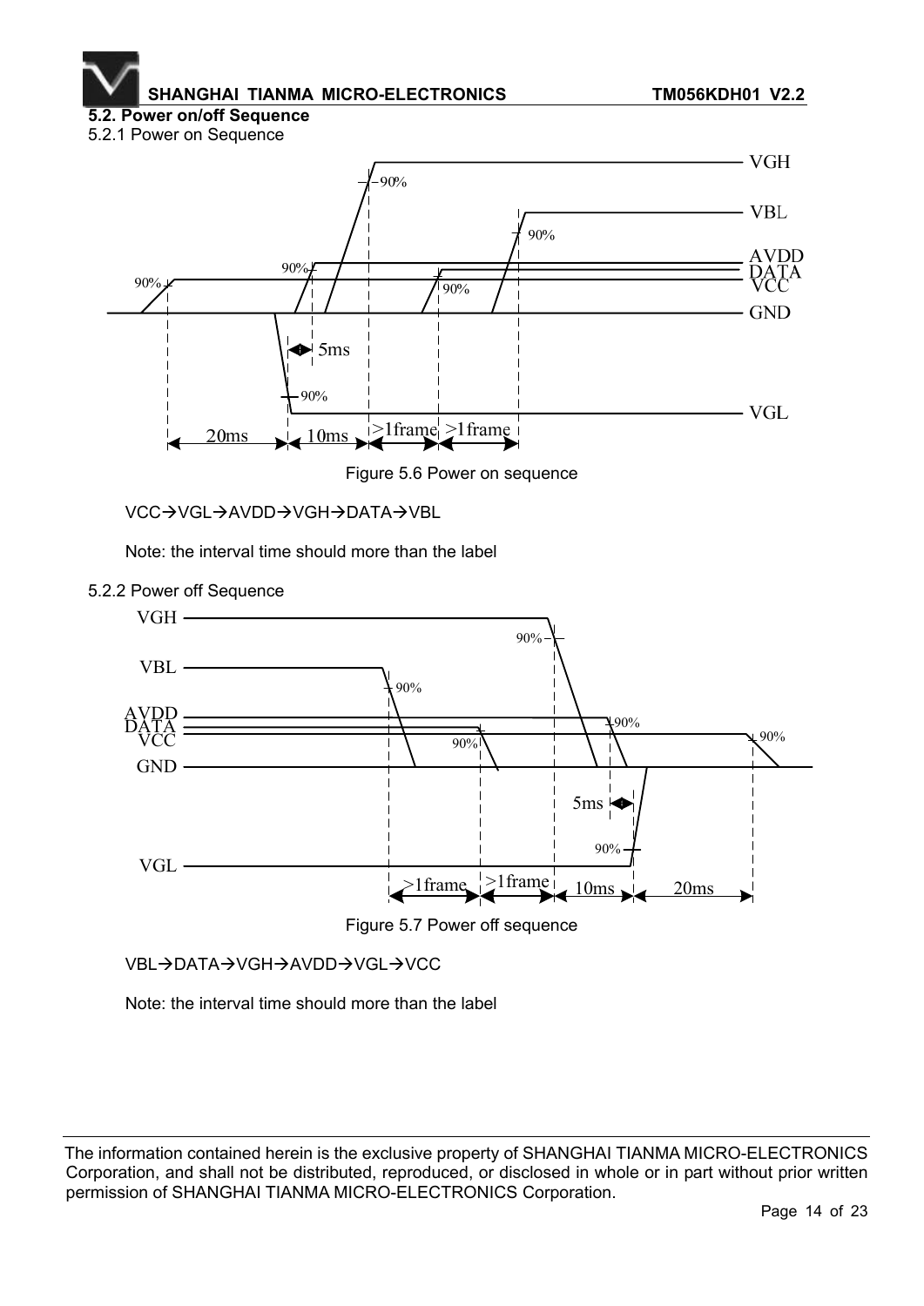## 5.2. Power on/off Sequence

### 5.2.1 Power on Sequence

Figure 5.6 Power on sequence

VCC→VGL→AVDD→VGH→DATA→VBL

Note: the interval time should more than the label

### 5.2.2 Power off Sequence

Figure 5.7 Power off sequence

VBL→DATA→VGH→AVDD→VGL→VCC

Note: the interval time should more than the label

The information contained herein is the exclusive property of SHANGHAI TIANMA MICRO-ELECTRONICS Corporation, and shall not be distributed, reproduced, or disclosed in whole or in part without prior written permission of SHANGHAI TIANMA MICRO-ELECTRONICS Corporation.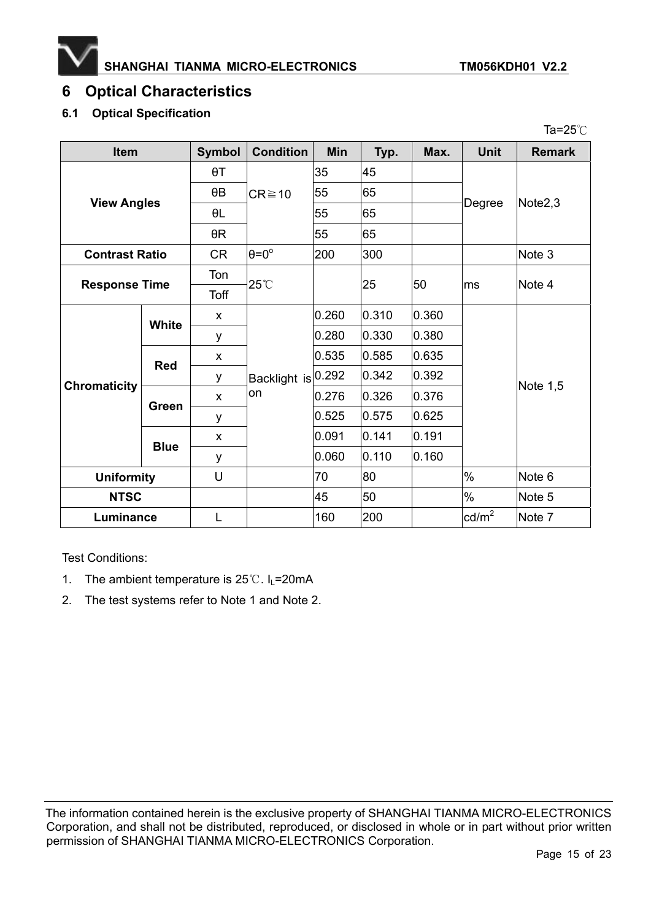# 6 Optical Characteristics

## 6.1 Optical Specification

Ta=25℃

| Item | | Symbol | Condition | Min | Typ. | Max. | Unit | Remark |
|---|---|---|---|---|---|---|---|---|
| View Angles | | θT | CR≧10 | 35 | 45 | | Degree | Note2,3 |
| | | θB | | 55 | 65 | | | |
| | | θL | | 55 | 65 | | | |
| | | θR | | 55 | 65 | | | |
| Contrast Ratio | | CR | θ=0° | 200 | 300 | | | Note 3 |
| Response Time | | Ton | 25℃ | | 25 | 50 | ms | Note 4 |
| | | Toff | | | | | | |
| Chromaticity | White | x | Backlight is on | 0.260 | 0.310 | 0.360 | | Note 1,5 |
| | | y | | 0.280 | 0.330 | 0.380 | | |
| | Red | x | | 0.535 | 0.585 | 0.635 | | |
| | | y | | 0.292 | 0.342 | 0.392 | | |
| | Green | x | | 0.276 | 0.326 | 0.376 | | |
| | | y | | 0.525 | 0.575 | 0.625 | | |
| | Blue | x | | 0.091 | 0.141 | 0.191 | | |
| | | y | | 0.060 | 0.110 | 0.160 | | |
| Uniformity | | U | | 70 | 80 | | % | Note 6 |
| NTSC | | | | 45 | 50 | | % | Note 5 |
| Luminance | | L | | 160 | 200 | | cd/m² | Note 7 |

Test Conditions:

1. The ambient temperature is 25℃. $I_L$=20mA
2. The test systems refer to Note 1 and Note 2.

The information contained herein is the exclusive property of SHANGHAI TIANMA MICRO-ELECTRONICS Corporation, and shall not be distributed, reproduced, or disclosed in whole or in part without prior written permission of SHANGHAI TIANMA MICRO-ELECTRONICS Corporation.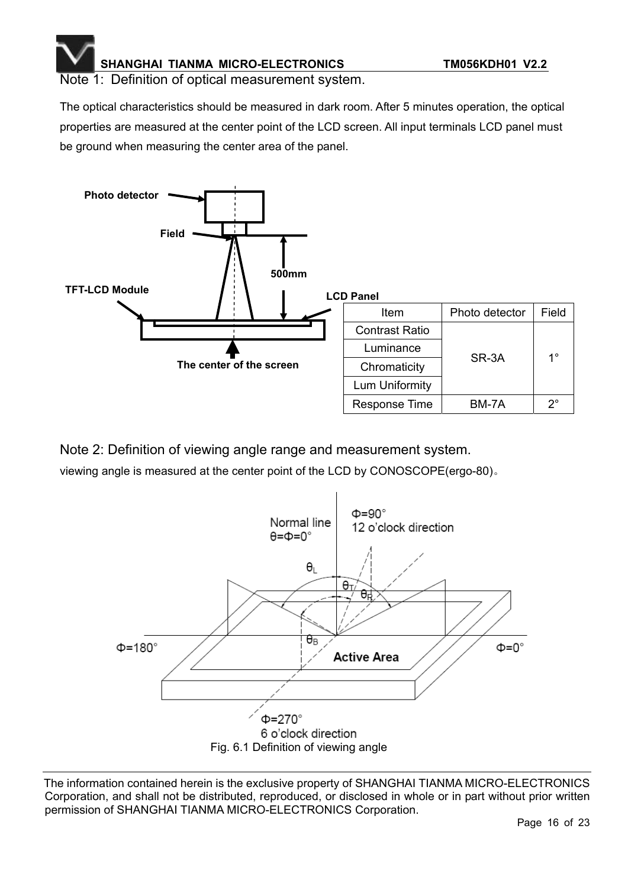Note 1: Definition of optical measurement system.

The optical characteristics should be measured in dark room. After 5 minutes operation, the optical properties are measured at the center point of the LCD screen. All input terminals LCD panel must be ground when measuring the center area of the panel.

| Item | Photo detector | Field |
|---|---|---|
| Contrast Ratio | SR-3A | 1° |
| Luminance | | |
| Chromaticity | | |
| Lum Uniformity | | |
| Response Time | BM-7A | 2° |

Note 2: Definition of viewing angle range and measurement system.

viewing angle is measured at the center point of the LCD by CONOSCOPE(ergo-80)。

Fig. 6.1 Definition of viewing angle

The information contained herein is the exclusive property of SHANGHAI TIANMA MICRO-ELECTRONICS Corporation, and shall not be distributed, reproduced, or disclosed in whole or in part without prior written permission of SHANGHAI TIANMA MICRO-ELECTRONICS Corporation.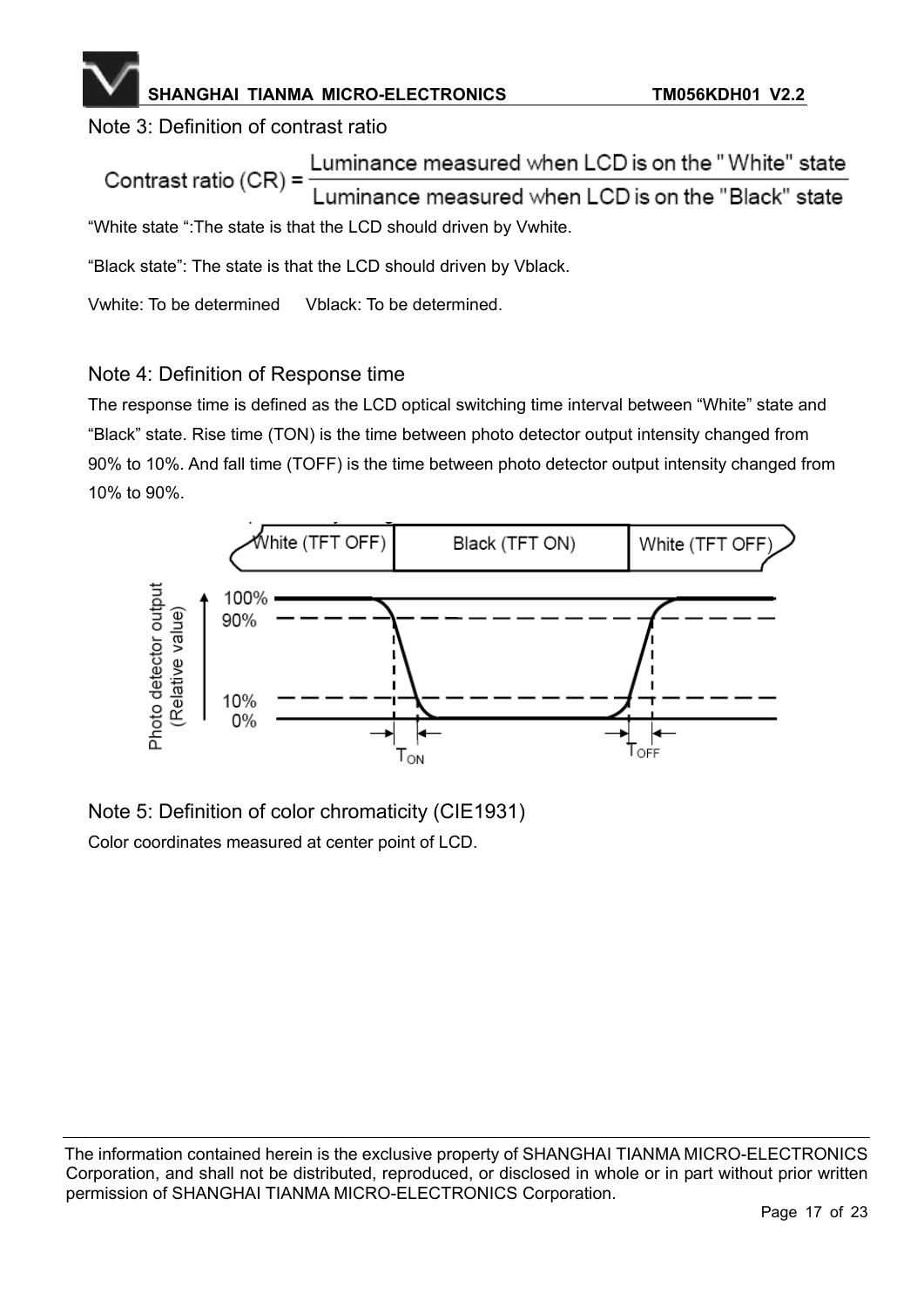Note 3: Definition of contrast ratio

$$\text{Contrast ratio (CR)} = \frac{\text{Luminance measured when LCD is on the "White" state}}{\text{Luminance measured when LCD is on the "Black" state}}$$

"White state ":The state is that the LCD should driven by Vwhite.

"Black state": The state is that the LCD should driven by Vblack.

Vwhite: To be determined      Vblack: To be determined.

Note 4: Definition of Response time

The response time is defined as the LCD optical switching time interval between "White" state and "Black" state. Rise time (TON) is the time between photo detector output intensity changed from 90% to 10%. And fall time (TOFF) is the time between photo detector output intensity changed from 10% to 90%.

Note 5: Definition of color chromaticity (CIE1931)

Color coordinates measured at center point of LCD.

The information contained herein is the exclusive property of SHANGHAI TIANMA MICRO-ELECTRONICS Corporation, and shall not be distributed, reproduced, or disclosed in whole or in part without prior written permission of SHANGHAI TIANMA MICRO-ELECTRONICS Corporation.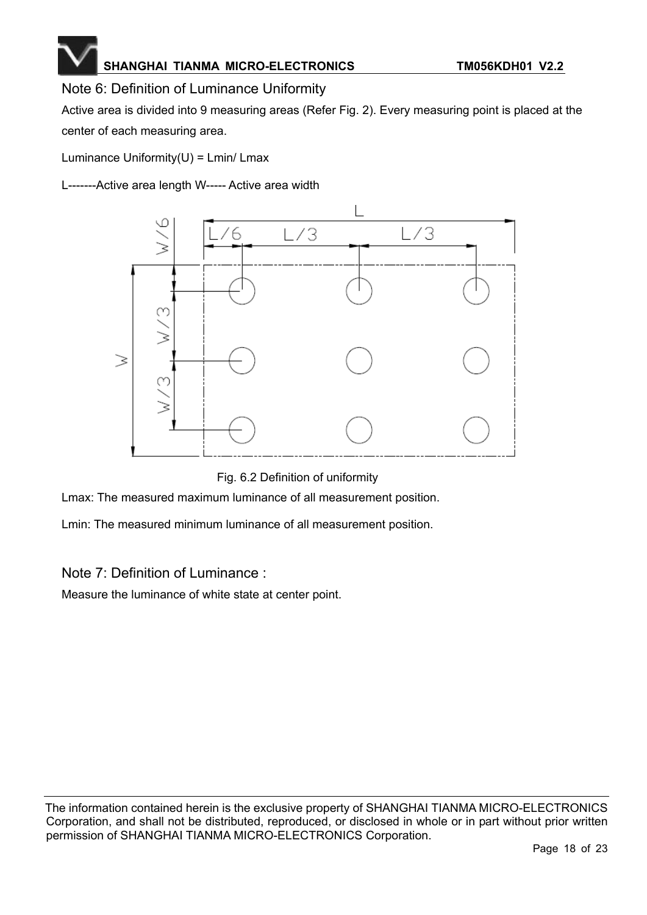## Note 6: Definition of Luminance Uniformity

Active area is divided into 9 measuring areas (Refer Fig. 2). Every measuring point is placed at the center of each measuring area.

Luminance Uniformity(U) = Lmin/ Lmax

L-------Active area length W----- Active area width

Fig. 6.2 Definition of uniformity

Lmax: The measured maximum luminance of all measurement position.

Lmin: The measured minimum luminance of all measurement position.

## Note 7: Definition of Luminance :

Measure the luminance of white state at center point.

The information contained herein is the exclusive property of SHANGHAI TIANMA MICRO-ELECTRONICS Corporation, and shall not be distributed, reproduced, or disclosed in whole or in part without prior written permission of SHANGHAI TIANMA MICRO-ELECTRONICS Corporation.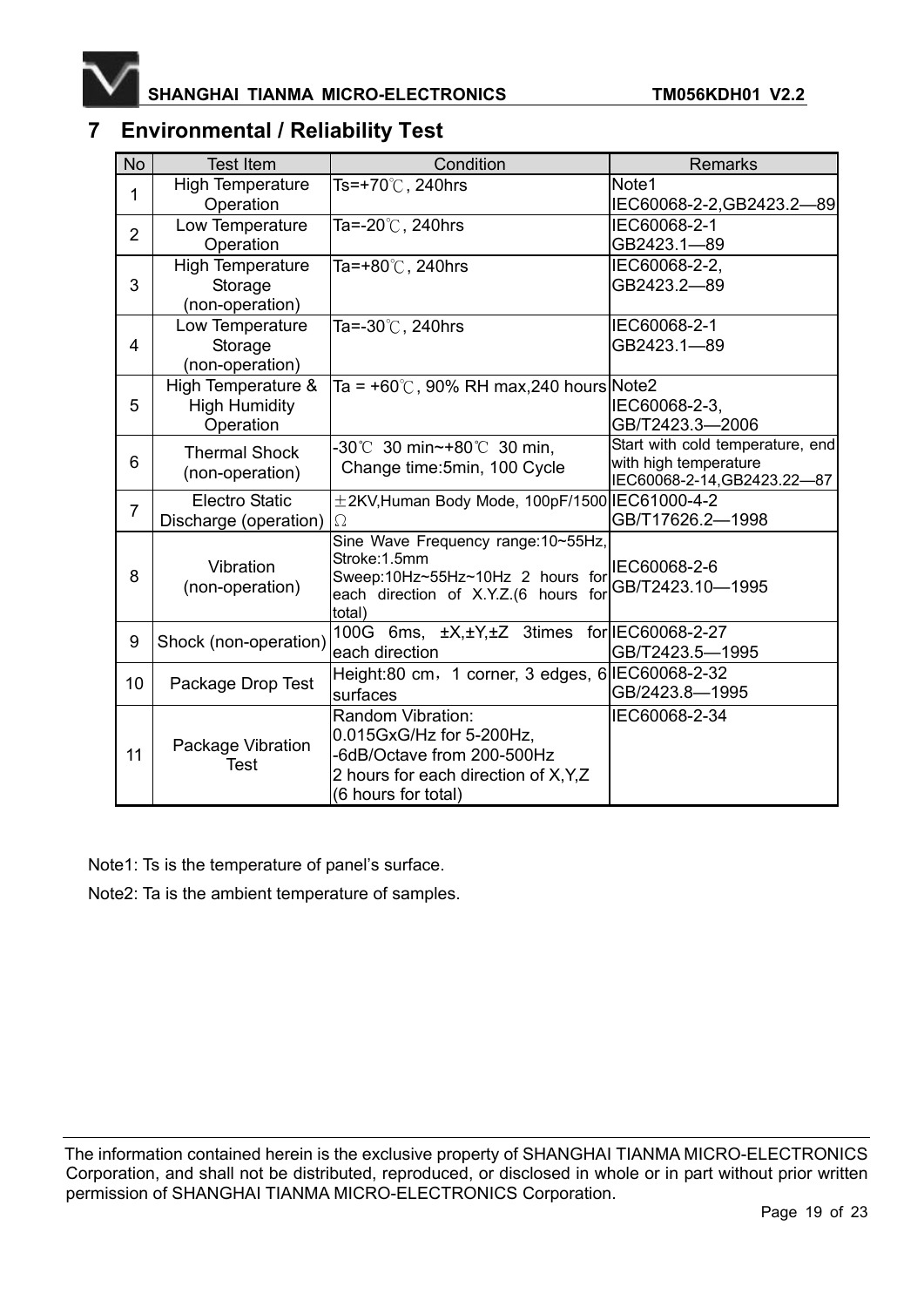## 7 Environmental / Reliability Test

| No | Test Item | Condition | Remarks |
|---|---|---|---|
| 1 | High Temperature Operation | Ts=+70℃, 240hrs | Note1<br>IEC60068-2-2,GB2423.2—89 |
| 2 | Low Temperature Operation | Ta=-20℃, 240hrs | IEC60068-2-1<br>GB2423.1—89 |
| 3 | High Temperature Storage (non-operation) | Ta=+80℃, 240hrs | IEC60068-2-2,<br>GB2423.2—89 |
| 4 | Low Temperature Storage (non-operation) | Ta=-30℃, 240hrs | IEC60068-2-1<br>GB2423.1—89 |
| 5 | High Temperature & High Humidity Operation | Ta = +60℃, 90% RH max,240 hours | Note2<br>IEC60068-2-3,<br>GB/T2423.3—2006 |
| 6 | Thermal Shock (non-operation) | -30℃ 30 min~+80℃ 30 min,<br>Change time:5min, 100 Cycle | Start with cold temperature, end with high temperature<br>IEC60068-2-14,GB2423.22—87 |
| 7 | Electro Static Discharge (operation) | ±2KV,Human Body Mode, 100pF/1500Ω | IEC61000-4-2<br>GB/T17626.2—1998 |
| 8 | Vibration (non-operation) | Sine Wave Frequency range:10~55Hz,<br>Stroke:1.5mm<br>Sweep:10Hz~55Hz~10Hz 2 hours for each direction of X.Y.Z.(6 hours for total) | IEC60068-2-6<br>GB/T2423.10—1995 |
| 9 | Shock (non-operation) | 100G 6ms, ±X,±Y,±Z 3times for each direction | IEC60068-2-27<br>GB/T2423.5—1995 |
| 10 | Package Drop Test | Height:80 cm, 1 corner, 3 edges, 6 surfaces | IEC60068-2-32<br>GB/2423.8—1995 |
| 11 | Package Vibration Test | Random Vibration:<br>0.015GxG/Hz for 5-200Hz,<br>-6dB/Octave from 200-500Hz<br>2 hours for each direction of X,Y,Z<br>(6 hours for total) | IEC60068-2-34 |

Note1: Ts is the temperature of panel's surface.

Note2: Ta is the ambient temperature of samples.

The information contained herein is the exclusive property of SHANGHAI TIANMA MICRO-ELECTRONICS Corporation, and shall not be distributed, reproduced, or disclosed in whole or in part without prior written permission of SHANGHAI TIANMA MICRO-ELECTRONICS Corporation.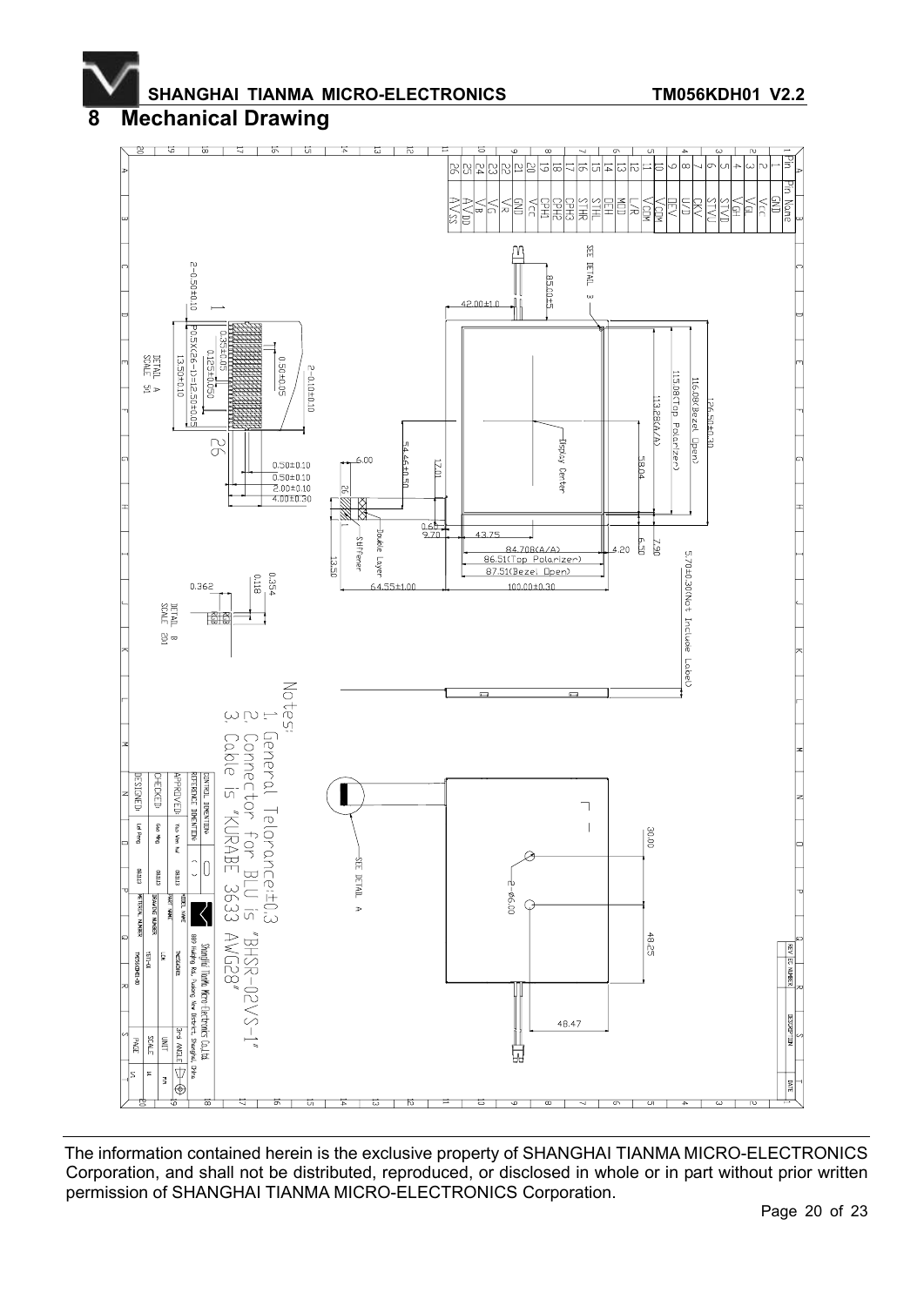# 8 Mechanical Drawing

| Pin | Pin Name |
|---|---|
| 1 | GND |
| 2 | Vcc |
| 3 | VGL |
| 4 | VGH |
| 5 | STVD |
| 6 | STVU |
| 7 | CKV |
| 8 | U/D |
| 9 | OEV |
| 10 | VCOM |
| 11 | VCOM |
| 12 | L/R |
| 13 | MOD |
| 14 | OEH |
| 15 | STHL |
| 16 | STHR |
| 17 | CPH3 |
| 18 | CPH2 |
| 19 | CPH1 |
| 20 | Vcc |
| 21 | GND |
| 22 | VR |
| 23 | VG |
| 24 | VB |
| 25 | AVDD |
| 26 | AVSS |

Notes:
1. General Telorance:±0.3
2. Connector for BLU is "BHSR-02VS-1"
3. Cable is "KURABE 3633 AWG28"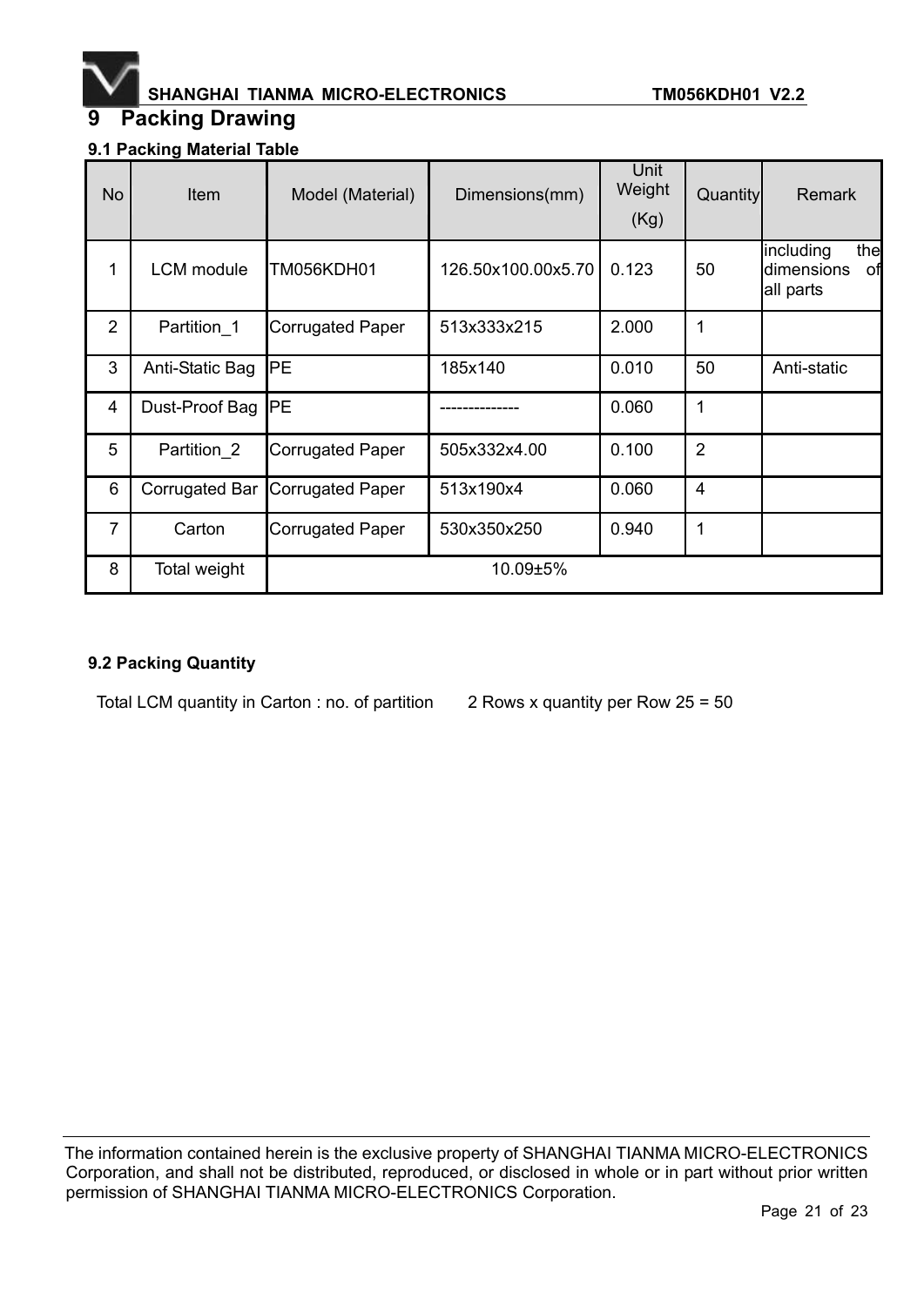# 9 Packing Drawing

### 9.1 Packing Material Table

| No | Item | Model (Material) | Dimensions(mm) | Unit Weight (Kg) | Quantity | Remark |
|---|---|---|---|---|---|---|
| 1 | LCM module | TM056KDH01 | 126.50x100.00x5.70 | 0.123 | 50 | including the dimensions of all parts |
| 2 | Partition_1 | Corrugated Paper | 513x333x215 | 2.000 | 1 | |
| 3 | Anti-Static Bag | PE | 185x140 | 0.010 | 50 | Anti-static |
| 4 | Dust-Proof Bag | PE | -------------- | 0.060 | 1 | |
| 5 | Partition_2 | Corrugated Paper | 505x332x4.00 | 0.100 | 2 | |
| 6 | Corrugated Bar | Corrugated Paper | 513x190x4 | 0.060 | 4 | |
| 7 | Carton | Corrugated Paper | 530x350x250 | 0.940 | 1 | |
| 8 | Total weight | 10.09±5% | | | | |

### 9.2 Packing Quantity

Total LCM quantity in Carton : no. of partition    2 Rows x quantity per Row 25 = 50

The information contained herein is the exclusive property of SHANGHAI TIANMA MICRO-ELECTRONICS Corporation, and shall not be distributed, reproduced, or disclosed in whole or in part without prior written permission of SHANGHAI TIANMA MICRO-ELECTRONICS Corporation.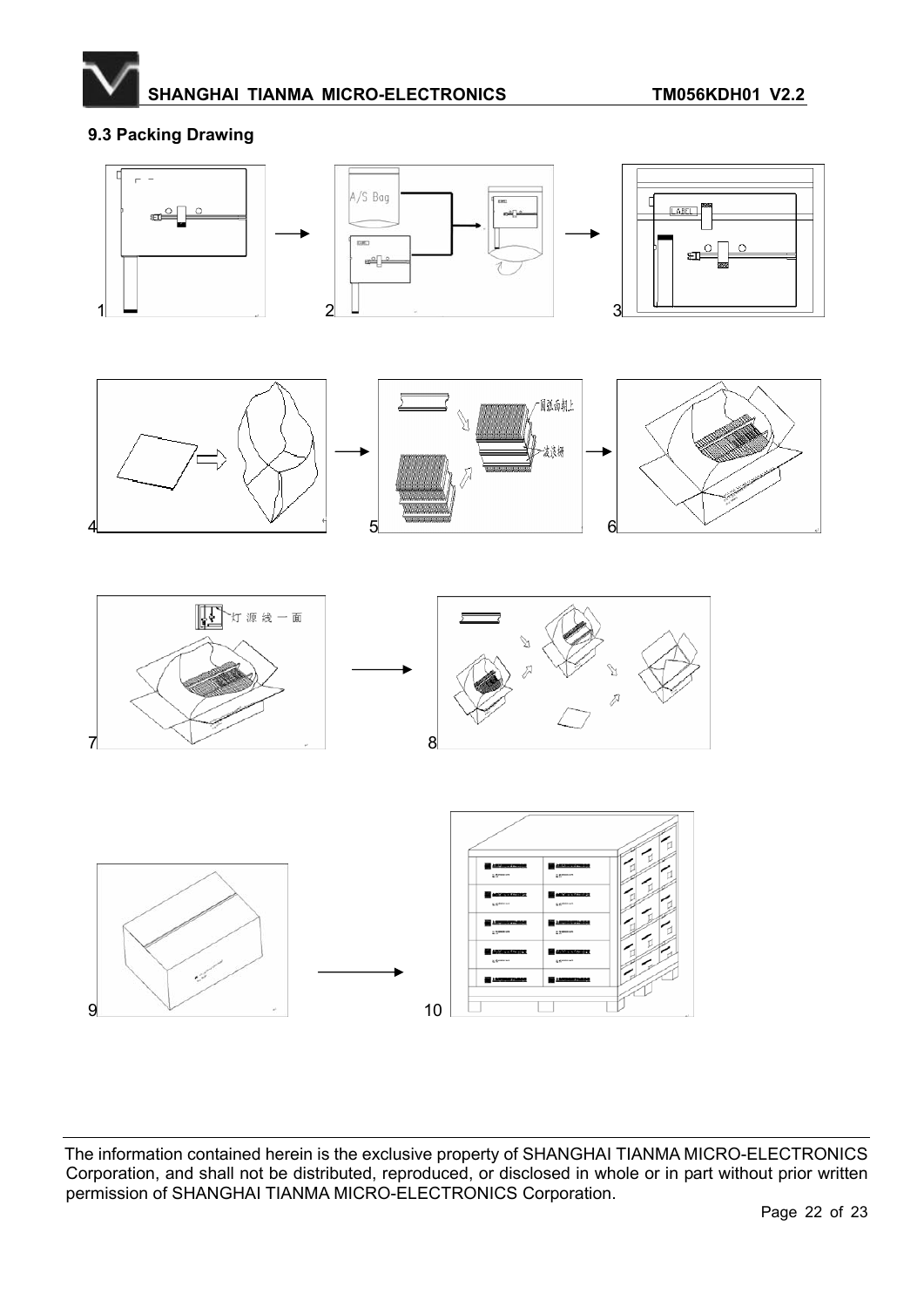### 9.3 Packing Drawing

The information contained herein is the exclusive property of SHANGHAI TIANMA MICRO-ELECTRONICS Corporation, and shall not be distributed, reproduced, or disclosed in whole or in part without prior written permission of SHANGHAI TIANMA MICRO-ELECTRONICS Corporation.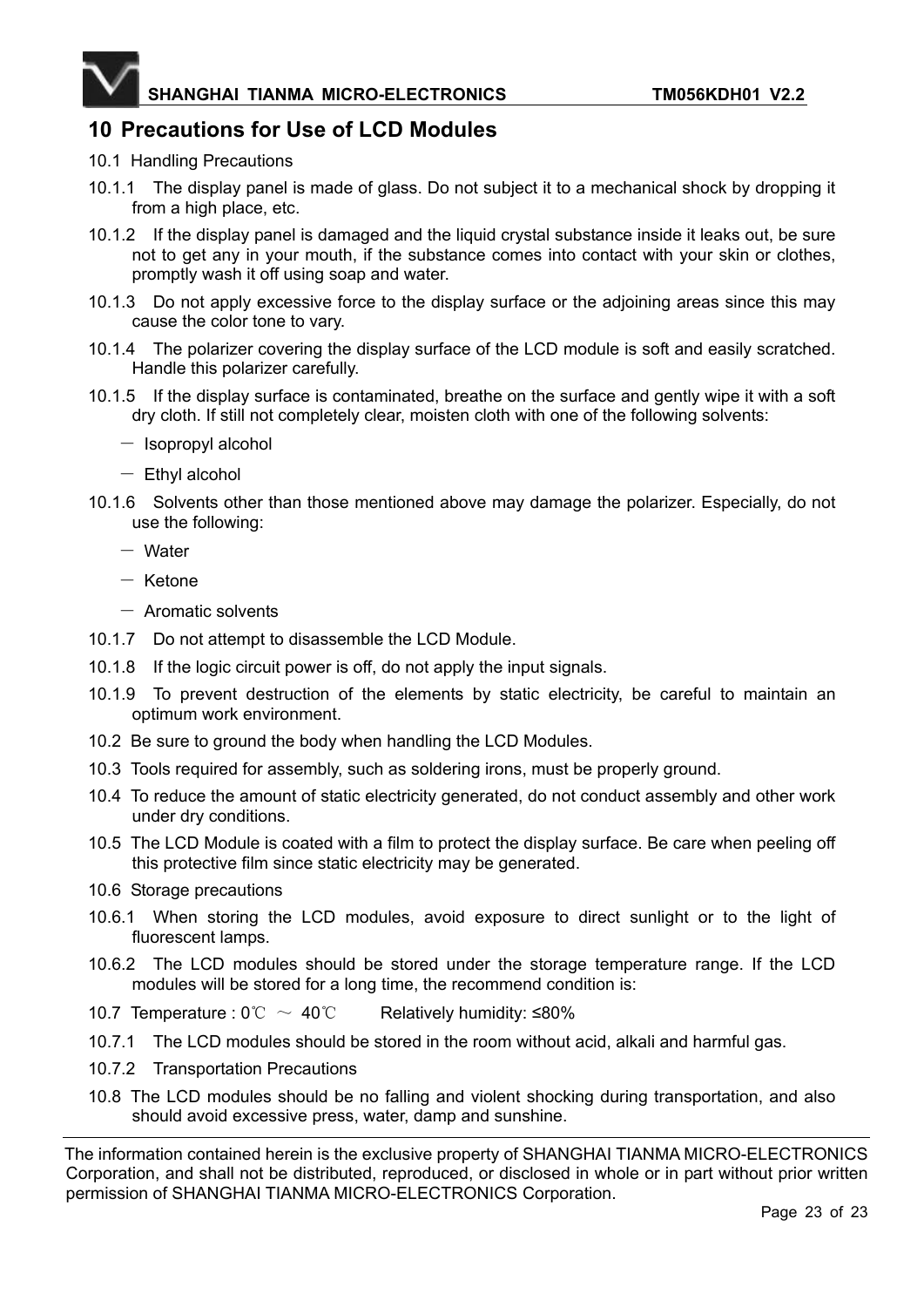## 10 Precautions for Use of LCD Modules

10.1 Handling Precautions

10.1.1 The display panel is made of glass. Do not subject it to a mechanical shock by dropping it from a high place, etc.

10.1.2 If the display panel is damaged and the liquid crystal substance inside it leaks out, be sure not to get any in your mouth, if the substance comes into contact with your skin or clothes, promptly wash it off using soap and water.

10.1.3 Do not apply excessive force to the display surface or the adjoining areas since this may cause the color tone to vary.

10.1.4 The polarizer covering the display surface of the LCD module is soft and easily scratched. Handle this polarizer carefully.

10.1.5 If the display surface is contaminated, breathe on the surface and gently wipe it with a soft dry cloth. If still not completely clear, moisten cloth with one of the following solvents:

- Isopropyl alcohol
- Ethyl alcohol

10.1.6 Solvents other than those mentioned above may damage the polarizer. Especially, do not use the following:

- Water
- Ketone
- Aromatic solvents

10.1.7 Do not attempt to disassemble the LCD Module.

10.1.8 If the logic circuit power is off, do not apply the input signals.

10.1.9 To prevent destruction of the elements by static electricity, be careful to maintain an optimum work environment.

10.2 Be sure to ground the body when handling the LCD Modules.

10.3 Tools required for assembly, such as soldering irons, must be properly ground.

10.4 To reduce the amount of static electricity generated, do not conduct assembly and other work under dry conditions.

10.5 The LCD Module is coated with a film to protect the display surface. Be care when peeling off this protective film since static electricity may be generated.

10.6 Storage precautions

10.6.1 When storing the LCD modules, avoid exposure to direct sunlight or to the light of fluorescent lamps.

10.6.2 The LCD modules should be stored under the storage temperature range. If the LCD modules will be stored for a long time, the recommend condition is:

10.7 Temperature : 0℃ ~ 40℃  Relatively humidity: ≤80%

10.7.1 The LCD modules should be stored in the room without acid, alkali and harmful gas.

10.7.2 Transportation Precautions

10.8 The LCD modules should be no falling and violent shocking during transportation, and also should avoid excessive press, water, damp and sunshine.

The information contained herein is the exclusive property of SHANGHAI TIANMA MICRO-ELECTRONICS Corporation, and shall not be distributed, reproduced, or disclosed in whole or in part without prior written permission of SHANGHAI TIANMA MICRO-ELECTRONICS Corporation.